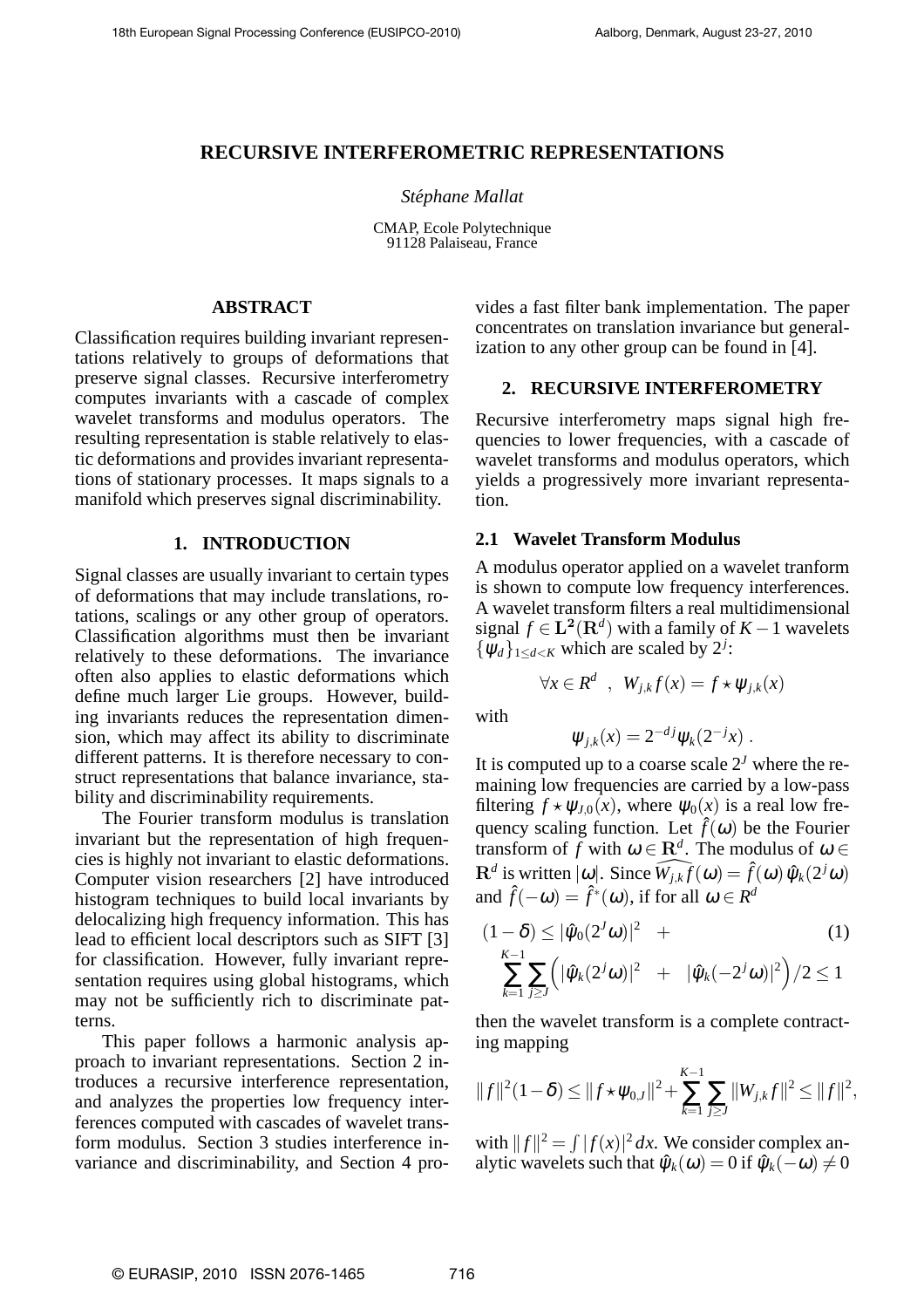# RECURSIVE INTERFEROMETRIC REPRESENTATIONS

*Stéphane Mallat*

CMAP, Ecole Polytechnique
91128 Palaiseau, France

## ABSTRACT

Classification requires building invariant representations relatively to groups of deformations that preserve signal classes. Recursive interferometry computes invariants with a cascade of complex wavelet transforms and modulus operators. The resulting representation is stable relatively to elastic deformations and provides invariant representations of stationary processes. It maps signals to a manifold which preserves signal discriminability.

## 1. INTRODUCTION

Signal classes are usually invariant to certain types of deformations that may include translations, rotations, scalings or any other group of operators. Classification algorithms must then be invariant relatively to these deformations. The invariance often also applies to elastic deformations which define much larger Lie groups. However, building invariants reduces the representation dimension, which may affect its ability to discriminate different patterns. It is therefore necessary to construct representations that balance invariance, stability and discriminability requirements.

The Fourier transform modulus is translation invariant but the representation of high frequencies is highly not invariant to elastic deformations. Computer vision researchers [2] have introduced histogram techniques to build local invariants by delocalizing high frequency information. This has lead to efficient local descriptors such as SIFT [3] for classification. However, fully invariant representation requires using global histograms, which may not be sufficiently rich to discriminate patterns.

This paper follows a harmonic analysis approach to invariant representations. Section 2 introduces a recursive interference representation, and analyzes the properties low frequency interferences computed with cascades of wavelet transform modulus. Section 3 studies interference invariance and discriminability, and Section 4 provides a fast filter bank implementation. The paper concentrates on translation invariance but generalization to any other group can be found in [4].

## 2. RECURSIVE INTERFEROMETRY

Recursive interferometry maps signal high frequencies to lower frequencies, with a cascade of wavelet transforms and modulus operators, which yields a progressively more invariant representation.

### 2.1 Wavelet Transform Modulus

A modulus operator applied on a wavelet tranform is shown to compute low frequency interferences. A wavelet transform filters a real multidimensional signal $f \in \mathbf{L^2}(\mathbf{R}^d)$ with a family of $K-1$ wavelets $\{\psi_d\}_{1 \leq d < K}$ which are scaled by $2^j$:

$$\forall x \in R^d \quad , \quad W_{j,k} f(x) = f \star \psi_{j,k}(x)$$

with

$$\psi_{j,k}(x) = 2^{-dj} \psi_k(2^{-j}x) \; .$$

It is computed up to a coarse scale $2^J$ where the remaining low frequencies are carried by a low-pass filtering $f \star \psi_{J,0}(x)$, where $\psi_0(x)$ is a real low frequency scaling function. Let $\hat{f}(\omega)$ be the Fourier transform of $f$ with $\omega \in \mathbf{R}^d$. The modulus of $\omega \in \mathbf{R}^d$ is written $|\omega|$. Since $\widehat{W_{j,k} f}(\omega) = \hat{f}(\omega)\, \hat{\psi}_k(2^j \omega)$ and $\hat{f}(-\omega) = \hat{f}^*(\omega)$, if for all $\omega \in R^d$

$$(1-\delta) \leq |\hat{\psi}_0(2^J\omega)|^2 \quad + \tag{1}$$
$$\sum_{k=1}^{K-1} \sum_{j \geq J} \Big( |\hat{\psi}_k(2^j\omega)|^2 \quad + \quad |\hat{\psi}_k(-2^j\omega)|^2 \Big)/2 \leq 1$$

then the wavelet transform is a complete contracting mapping

$$\|f\|^2(1-\delta) \leq \|f \star \psi_{0,J}\|^2 + \sum_{k=1}^{K-1} \sum_{j \geq J} \|W_{j,k} f\|^2 \leq \|f\|^2,$$

with $\|f\|^2 = \int |f(x)|^2\, dx$. We consider complex analytic wavelets such that $\hat{\psi}_k(\omega) = 0$ if $\hat{\psi}_k(-\omega) \neq 0$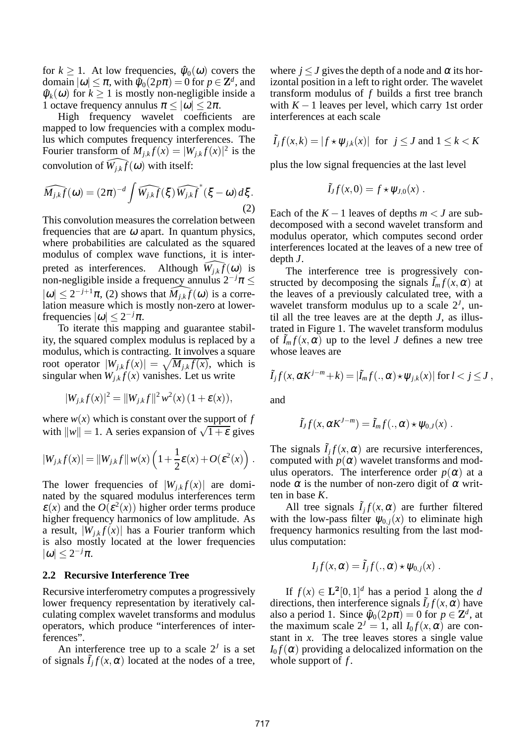for $k \geq 1$. At low frequencies, $\hat{\psi}_0(\omega)$ covers the domain $|\omega| \leq \pi$, with $\hat{\psi}_0(2p\pi) = 0$ for $p \in \mathbf{Z}^d$, and $\hat{\psi}_k(\omega)$ for $k \geq 1$ is mostly non-negligible inside a 1 octave frequency annulus $\pi \leq |\omega| \leq 2\pi$.

High frequency wavelet coefficients are mapped to low frequencies with a complex modulus which computes frequency interferences. The Fourier transform of $M_{j,k}f(x) = |W_{j,k}f(x)|^2$ is the convolution of $\widehat{W_{j,k}f}(\omega)$ with itself:

$$\widehat{M_{j,k}f}(\omega) = (2\pi)^{-d} \int \widehat{W_{j,k}f}(\xi) \widehat{W_{j,k}f}^*(\xi - \omega)\, d\xi. \tag{2}$$

This convolution measures the correlation between frequencies that are $\omega$ apart. In quantum physics, where probabilities are calculated as the squared modulus of complex wave functions, it is interpreted as interferences. Although $\widehat{W_{j,k}f}(\omega)$ is non-negligible inside a frequency annulus $2^{-j}\pi \leq |\omega| \leq 2^{-j+1}\pi$, (2) shows that $\widehat{M_{j,k}f}(\omega)$ is a correlation measure which is mostly non-zero at lower-frequencies $|\omega| \leq 2^{-j}\pi$.

To iterate this mapping and guarantee stability, the squared complex modulus is replaced by a modulus, which is contracting. It involves a square root operator $|W_{j,k}f(x)| = \sqrt{M_{j,k}f(x)}$, which is singular when $W_{j,k}f(x)$ vanishes. Let us write

$$|W_{j,k}f(x)|^2 = \|W_{j,k}f\|^2 w^2(x)\,(1+\varepsilon(x)),$$

where $w(x)$ which is constant over the support of $f$ with $\|w\| = 1$. A series expansion of $\sqrt{1+\varepsilon}$ gives

$$|W_{j,k}f(x)| = \|W_{j,k}f\|\, w(x) \left(1 + \frac{1}{2}\varepsilon(x) + O(\varepsilon^2(x))\right).$$

The lower frequencies of $|W_{j,k}f(x)|$ are dominated by the squared modulus interferences term $\varepsilon(x)$ and the $O(\varepsilon^2(x))$ higher order terms produce higher frequency harmonics of low amplitude. As a result, $|W_{j,k}f(x)|$ has a Fourier tranform which is also mostly located at the lower frequencies $|\omega| \leq 2^{-j}\pi$.

### 2.2 Recursive Interference Tree

Recursive interferometry computes a progressively lower frequency representation by iteratively calculating complex wavelet transforms and modulus operators, which produce "interferences of interferences".

An interference tree up to a scale $2^J$ is a set of signals $\tilde{I}_j f(x,\alpha)$ located at the nodes of a tree, where $j \leq J$ gives the depth of a node and $\alpha$ its horizontal position in a left to right order. The wavelet transform modulus of $f$ builds a first tree branch with $K-1$ leaves per level, which carry 1st order interferences at each scale

$$\tilde{I}_j f(x,k) = |f \star \psi_{j,k}(x)| \ \text{ for } \ j \leq J \text{ and } 1 \leq k < K$$

plus the low signal frequencies at the last level

$$\tilde{I}_J f(x,0) = f \star \psi_{J,0}(x).$$

Each of the $K-1$ leaves of depths $m < J$ are subdecomposed with a second wavelet transform and modulus operator, which computes second order interferences located at the leaves of a new tree of depth $J$.

The interference tree is progressively constructed by decomposing the signals $\tilde{I}_m f(x,\alpha)$ at the leaves of a previously calculated tree, with a wavelet transform modulus up to a scale $2^J$, until all the tree leaves are at the depth $J$, as illustrated in Figure 1. The wavelet transform modulus of $\tilde{I}_m f(x,\alpha)$ up to the level $J$ defines a new tree whose leaves are

$$\tilde{I}_j f(x, \alpha K^{j-m} + k) = |\tilde{I}_m f(.,\alpha) \star \psi_{j,k}(x)| \text{ for } l < j \leq J,$$

and

$$\tilde{I}_J f(x, \alpha K^{J-m}) = \tilde{I}_m f(.,\alpha) \star \psi_{0,J}(x).$$

The signals $\tilde{I}_j f(x,\alpha)$ are recursive interferences, computed with $p(\alpha)$ wavelet transforms and modulus operators. The interference order $p(\alpha)$ at a node $\alpha$ is the number of non-zero digit of $\alpha$ written in base $K$.

All tree signals $\tilde{I}_j f(x,\alpha)$ are further filtered with the low-pass filter $\psi_{0,j}(x)$ to eliminate high frequency harmonics resulting from the last modulus computation:

$$I_j f(x,\alpha) = \tilde{I}_j f(.,\alpha) \star \psi_{0,j}(x).$$

If $f(x) \in \mathbf{L^2}[0,1]^d$ has a period 1 along the $d$ directions, then interference signals $\tilde{I}_J f(x,\alpha)$ have also a period 1. Since $\hat{\psi}_0(2p\pi) = 0$ for $p \in \mathbf{Z}^d$, at the maximum scale $2^J = 1$, all $I_0 f(x,\alpha)$ are constant in $x$. The tree leaves stores a single value $I_0 f(\alpha)$ providing a delocalized information on the whole support of $f$.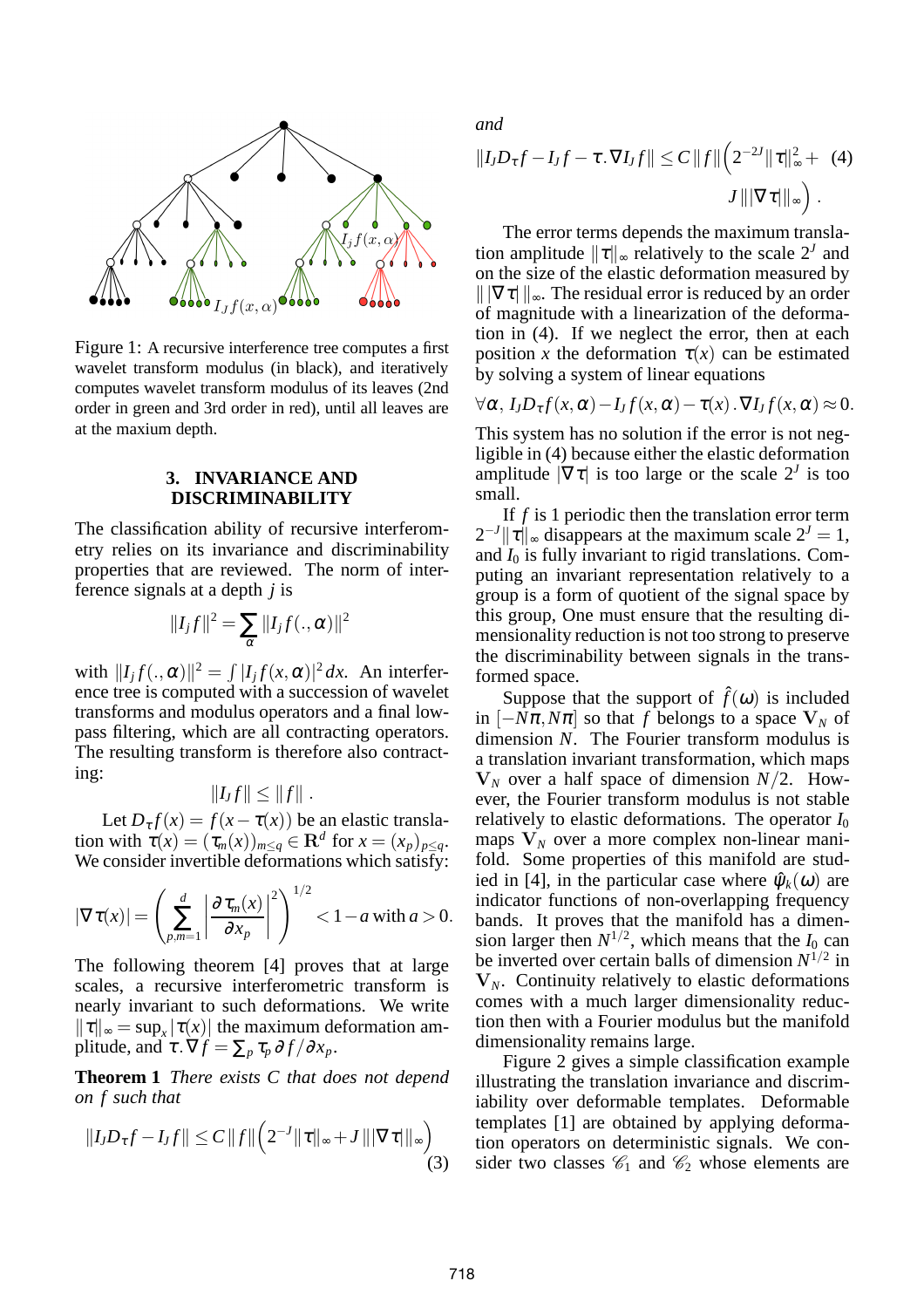Figure 1: A recursive interference tree computes a first wavelet transform modulus (in black), and iteratively computes wavelet transform modulus of its leaves (2nd order in green and 3rd order in red), until all leaves are at the maxium depth.

## 3. INVARIANCE AND DISCRIMINABILITY

The classification ability of recursive interferometry relies on its invariance and discriminability properties that are reviewed. The norm of interference signals at a depth $j$ is

$$\|I_j f\|^2 = \sum_{\alpha} \|I_j f(.,\alpha)\|^2$$

with $\|I_j f(.,\alpha)\|^2 = \int |I_j f(x,\alpha)|^2 \, dx$. An interference tree is computed with a succession of wavelet transforms and modulus operators and a final low-pass filtering, which are all contracting operators. The resulting transform is therefore also contracting:

$$\|I_J f\| \leq \|f\| \,.$$

Let $D_\tau f(x) = f(x - \tau(x))$ be an elastic translation with $\tau(x) = (\tau_m(x))_{m \leq q} \in \mathbf{R}^d$ for $x = (x_p)_{p \leq q}$. We consider invertible deformations which satisfy:

$$|\nabla \tau(x)| = \left( \sum_{p,m=1}^{d} \left| \frac{\partial \tau_m(x)}{\partial x_p} \right|^2 \right)^{1/2} < 1 - a \text{ with } a > 0.$$

The following theorem [4] proves that at large scales, a recursive interferometric transform is nearly invariant to such deformations. We write $\|\tau\|_\infty = \sup_x |\tau(x)|$ the maximum deformation amplitude, and $\tau . \nabla f = \sum_p \tau_p \, \partial f / \partial x_p$.

**Theorem 1** *There exists $C$ that does not depend on $f$ such that*

$$\|I_J D_\tau f - I_J f\| \leq C \, \|f\| \left( 2^{-J} \|\tau\|_\infty + J \, \| |\nabla \tau| \|_\infty \right) \tag{3}$$

*and*

$$\|I_J D_\tau f - I_J f - \tau . \nabla I_J f\| \leq C \, \|f\| \left( 2^{-2J} \|\tau\|_\infty^2 + J \, \| |\nabla \tau| \|_\infty \right) . \tag{4}$$

The error terms depends the maximum translation amplitude $\|\tau\|_\infty$ relatively to the scale $2^J$ and on the size of the elastic deformation measured by $\| |\nabla \tau| \|_\infty$. The residual error is reduced by an order of magnitude with a linearization of the deformation in (4). If we neglect the error, then at each position $x$ the deformation $\tau(x)$ can be estimated by solving a system of linear equations

$$\forall \alpha \,, \; I_J D_\tau f(x,\alpha) - I_J f(x,\alpha) - \tau(x) . \nabla I_J f(x,\alpha) \approx 0.$$

This system has no solution if the error is not negligible in (4) because either the elastic deformation amplitude $|\nabla \tau|$ is too large or the scale $2^J$ is too small.

If $f$ is 1 periodic then the translation error term $2^{-J} \|\tau\|_\infty$ disappears at the maximum scale $2^J = 1$, and $I_0$ is fully invariant to rigid translations. Computing an invariant representation relatively to a group is a form of quotient of the signal space by this group, One must ensure that the resulting dimensionality reduction is not too strong to preserve the discriminability between signals in the transformed space.

Suppose that the support of $\hat{f}(\omega)$ is included in $[-N\pi, N\pi]$ so that $f$ belongs to a space $\mathbf{V}_N$ of dimension $N$. The Fourier transform modulus is a translation invariant transformation, which maps $\mathbf{V}_N$ over a half space of dimension $N/2$. However, the Fourier transform modulus is not stable relatively to elastic deformations. The operator $I_0$ maps $\mathbf{V}_N$ over a more complex non-linear manifold. Some properties of this manifold are studied in [4], in the particular case where $\hat{\psi}_k(\omega)$ are indicator functions of non-overlapping frequency bands. It proves that the manifold has a dimension larger then $N^{1/2}$, which means that the $I_0$ can be inverted over certain balls of dimension $N^{1/2}$ in $\mathbf{V}_N$. Continuity relatively to elastic deformations comes with a much larger dimensionality reduction then with a Fourier modulus but the manifold dimensionality remains large.

Figure 2 gives a simple classification example illustrating the translation invariance and discriminability over deformable templates. Deformable templates [1] are obtained by applying deformation operators on deterministic signals. We consider two classes $\mathscr{C}_1$ and $\mathscr{C}_2$ whose elements are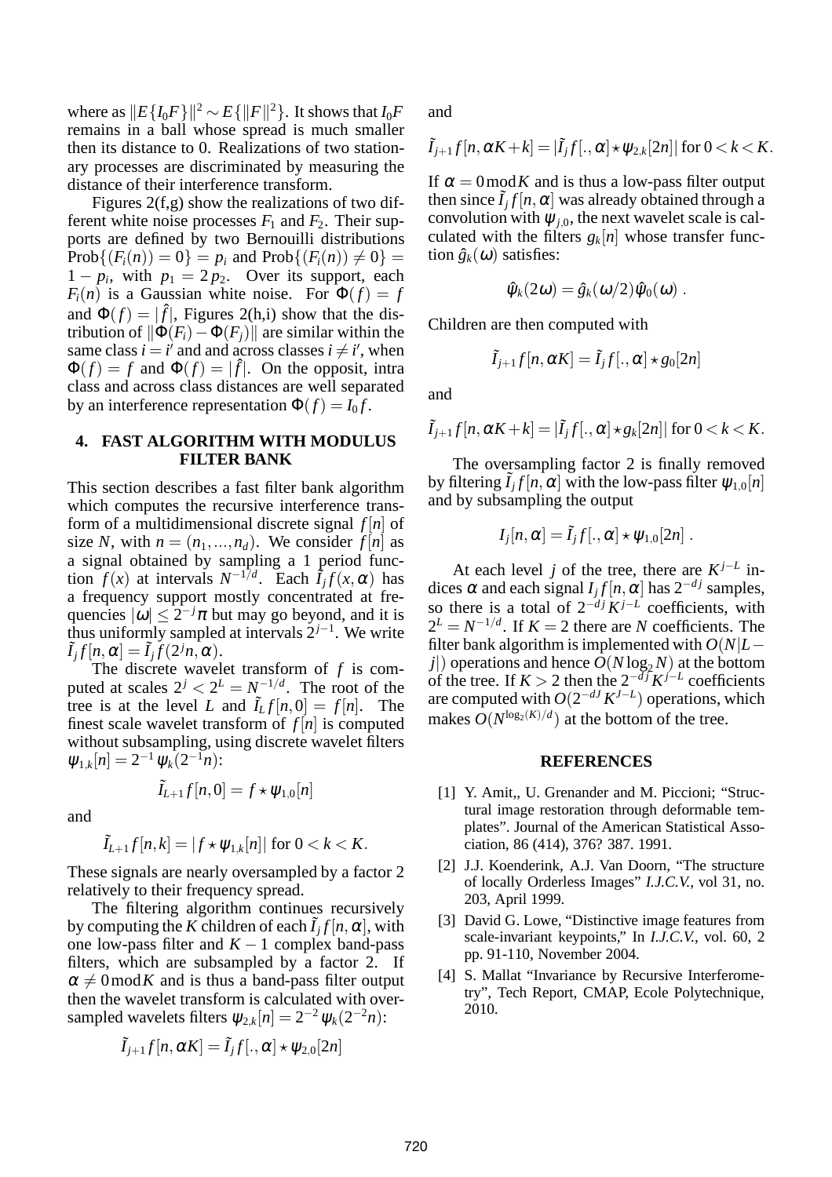where as $\|E\{I_0 F\}\|^2 \sim E\{\|F\|^2\}$. It shows that $I_0 F$ remains in a ball whose spread is much smaller then its distance to 0. Realizations of two stationary processes are discriminated by measuring the distance of their interference transform.

Figures 2(f,g) show the realizations of two different white noise processes $F_1$ and $F_2$. Their supports are defined by two Bernouilli distributions $\text{Prob}\{(F_i(n)) = 0\} = p_i$ and $\text{Prob}\{(F_i(n)) \neq 0\} = 1 - p_i$, with $p_1 = 2\,p_2$. Over its support, each $F_i(n)$ is a Gaussian white noise. For $\Phi(f) = f$ and $\Phi(f) = |\hat{f}|$, Figures 2(h,i) show that the distribution of $\|\Phi(F_i) - \Phi(F_j)\|$ are similar within the same class $i = i'$ and and across classes $i \neq i'$, when $\Phi(f) = f$ and $\Phi(f) = |\hat{f}|$. On the opposit, intra class and across class distances are well separated by an interference representation $\Phi(f) = I_0 f$.

## 4. FAST ALGORITHM WITH MODULUS FILTER BANK

This section describes a fast filter bank algorithm which computes the recursive interference transform of a multidimensional discrete signal $f[n]$ of size $N$, with $n = (n_1, ..., n_d)$. We consider $f[n]$ as a signal obtained by sampling a 1 period function $f(x)$ at intervals $N^{-1/d}$. Each $\tilde{I}_j f(x, \alpha)$ has a frequency support mostly concentrated at frequencies $|\omega| \leq 2^{-j}\pi$ but may go beyond, and it is thus uniformly sampled at intervals $2^{j-1}$. We write $\tilde{I}_j f[n, \alpha] = \tilde{I}_j f(2^j n, \alpha)$.

The discrete wavelet transform of $f$ is computed at scales $2^j < 2^L = N^{-1/d}$. The root of the tree is at the level $L$ and $\tilde{I}_L f[n, 0] = f[n]$. The finest scale wavelet transform of $f[n]$ is computed without subsampling, using discrete wavelet filters $\psi_{1,k}[n] = 2^{-1}\psi_k(2^{-1}n)$:

$$\tilde{I}_{L+1} f[n, 0] = f \star \psi_{1,0}[n]$$

and

$$\tilde{I}_{L+1} f[n, k] = |f \star \psi_{1,k}[n]| \text{ for } 0 < k < K.$$

These signals are nearly oversampled by a factor 2 relatively to their frequency spread.

The filtering algorithm continues recursively by computing the $K$ children of each $\tilde{I}_j f[n, \alpha]$, with one low-pass filter and $K - 1$ complex band-pass filters, which are subsampled by a factor 2. If $\alpha \neq 0 \bmod K$ and is thus a band-pass filter output then the wavelet transform is calculated with oversampled wavelets filters $\psi_{2,k}[n] = 2^{-2}\psi_k(2^{-2}n)$:

$$\tilde{I}_{j+1} f[n, \alpha K] = \tilde{I}_j f[., \alpha] \star \psi_{2,0}[2n]$$

and

$$\tilde{I}_{j+1} f[n, \alpha K + k] = |\tilde{I}_j f[., \alpha] \star \psi_{2,k}[2n]| \text{ for } 0 < k < K.$$

If $\alpha = 0 \bmod K$ and is thus a low-pass filter output then since $\tilde{I}_j f[n, \alpha]$ was already obtained through a convolution with $\psi_{j,0}$, the next wavelet scale is calculated with the filters $g_k[n]$ whose transfer function $\hat{g}_k(\omega)$ satisfies:

$$\hat{\psi}_k(2\omega) = \hat{g}_k(\omega/2)\hat{\psi}_0(\omega)\,.$$

Children are then computed with

$$\tilde{I}_{j+1} f[n, \alpha K] = \tilde{I}_j f[., \alpha] \star g_0[2n]$$

and

$$\tilde{I}_{j+1} f[n, \alpha K + k] = |\tilde{I}_j f[., \alpha] \star g_k[2n]| \text{ for } 0 < k < K.$$

The oversampling factor 2 is finally removed by filtering $\tilde{I}_j f[n, \alpha]$ with the low-pass filter $\psi_{1,0}[n]$ and by subsampling the output

$$I_j[n, \alpha] = \tilde{I}_j f[., \alpha] \star \psi_{1,0}[2n]\,.$$

At each level $j$ of the tree, there are $K^{j-L}$ indices $\alpha$ and each signal $I_j f[n, \alpha]$ has $2^{-dj}$ samples, so there is a total of $2^{-dj} K^{j-L}$ coefficients, with $2^L = N^{-1/d}$. If $K = 2$ there are $N$ coefficients. The filter bank algorithm is implemented with $O(N|L - j|)$ operations and hence $O(N \log_2 N)$ at the bottom of the tree. If $K > 2$ then the $2^{-dj} K^{j-L}$ coefficients are computed with $O(2^{-dJ} K^{J-L})$ operations, which makes $O(N^{\log_2(K)/d})$ at the bottom of the tree.

## REFERENCES

[1] Y. Amit,, U. Grenander and M. Piccioni; "Structural image restoration through deformable templates". Journal of the American Statistical Association, 86 (414), 376? 387. 1991.

[2] J.J. Koenderink, A.J. Van Doorn, "The structure of locally Orderless Images" *I.J.C.V.*, vol 31, no. 203, April 1999.

[3] David G. Lowe, "Distinctive image features from scale-invariant keypoints," In *I.J.C.V.*, vol. 60, 2 pp. 91-110, November 2004.

[4] S. Mallat "Invariance by Recursive Interferometry", Tech Report, CMAP, Ecole Polytechnique, 2010.